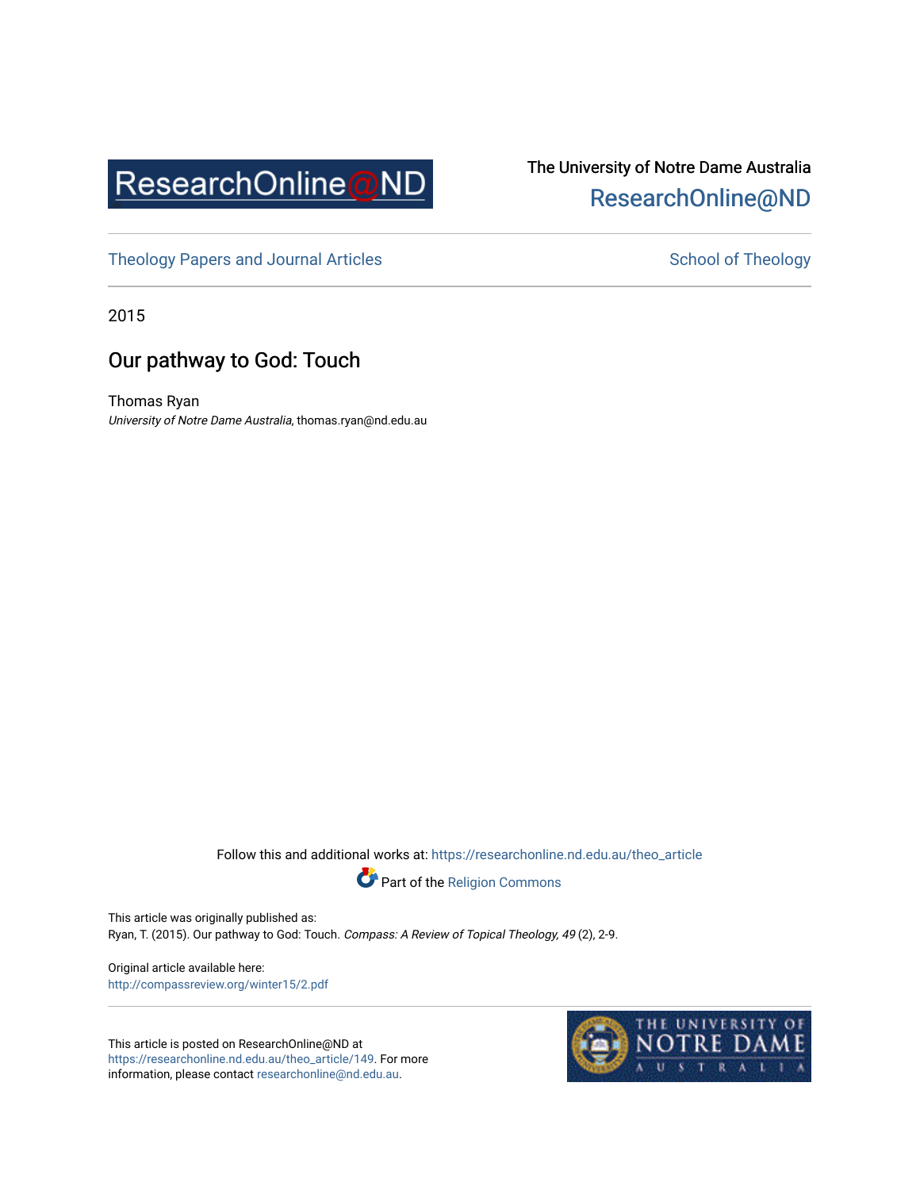ResearchOnline@ND

The University of Notre Dame Australia
ResearchOnline@ND

Theology Papers and Journal Articles

School of Theology

2015

# Our pathway to God: Touch

Thomas Ryan
*University of Notre Dame Australia*, thomas.ryan@nd.edu.au

Follow this and additional works at: https://researchonline.nd.edu.au/theo_article

Part of the Religion Commons

This article was originally published as:
Ryan, T. (2015). Our pathway to God: Touch. *Compass: A Review of Topical Theology, 49* (2), 2-9.

Original article available here:
http://compassreview.org/winter15/2.pdf

This article is posted on ResearchOnline@ND at https://researchonline.nd.edu.au/theo_article/149. For more information, please contact researchonline@nd.edu.au.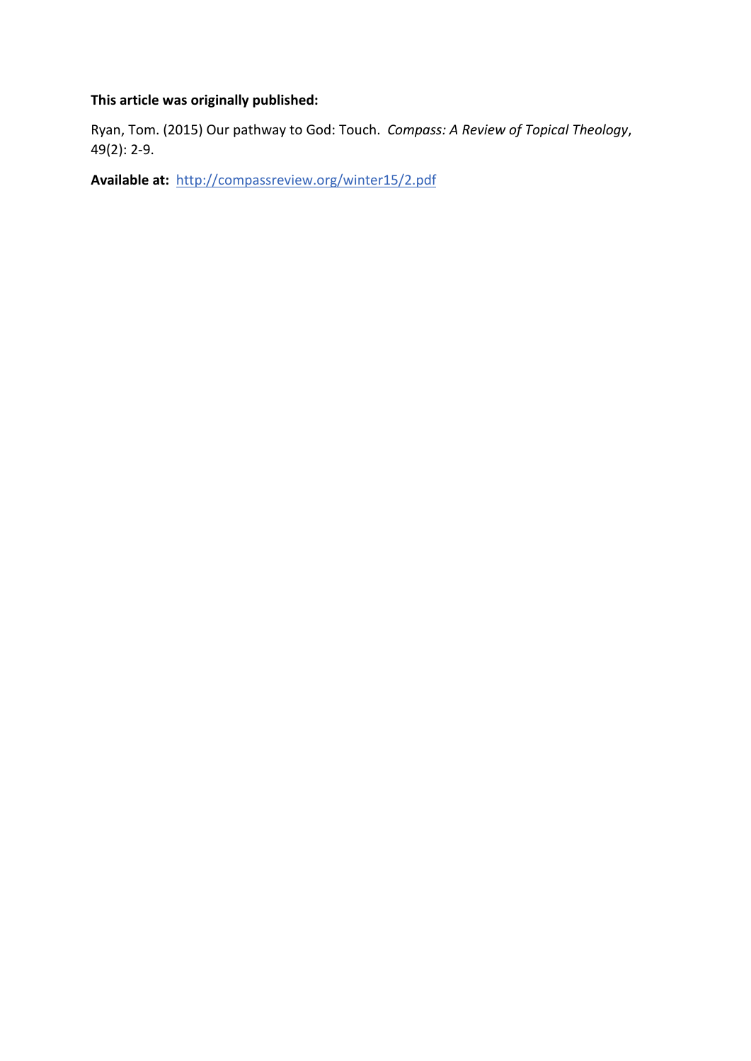**This article was originally published:**

Ryan, Tom. (2015) Our pathway to God: Touch. *Compass: A Review of Topical Theology*, 49(2): 2-9.

**Available at:** http://compassreview.org/winter15/2.pdf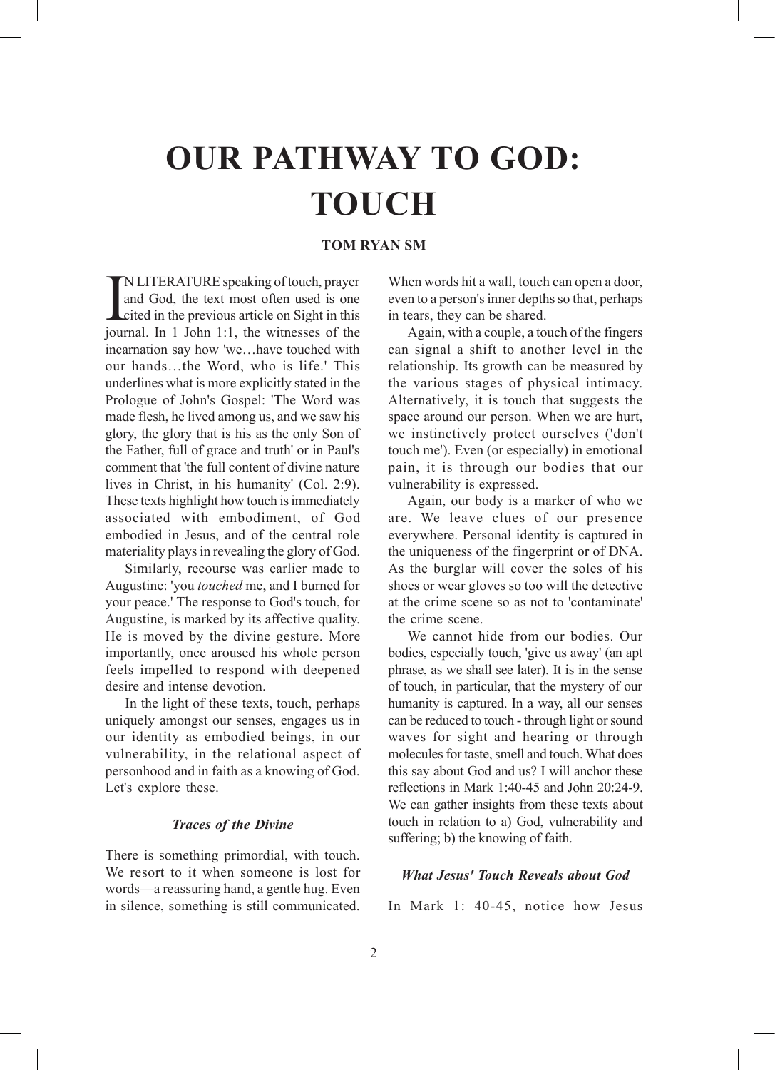# OUR PATHWAY TO GOD: TOUCH

**TOM RYAN SM**

IN LITERATURE speaking of touch, prayer and God, the text most often used is one cited in the previous article on Sight in this journal. In 1 John 1:1, the witnesses of the incarnation say how 'we…have touched with our hands…the Word, who is life.' This underlines what is more explicitly stated in the Prologue of John's Gospel: 'The Word was made flesh, he lived among us, and we saw his glory, the glory that is his as the only Son of the Father, full of grace and truth' or in Paul's comment that 'the full content of divine nature lives in Christ, in his humanity' (Col. 2:9). These texts highlight how touch is immediately associated with embodiment, of God embodied in Jesus, and of the central role materiality plays in revealing the glory of God.

Similarly, recourse was earlier made to Augustine: 'you *touched* me, and I burned for your peace.' The response to God's touch, for Augustine, is marked by its affective quality. He is moved by the divine gesture. More importantly, once aroused his whole person feels impelled to respond with deepened desire and intense devotion.

In the light of these texts, touch, perhaps uniquely amongst our senses, engages us in our identity as embodied beings, in our vulnerability, in the relational aspect of personhood and in faith as a knowing of God. Let's explore these.

### *Traces of the Divine*

There is something primordial, with touch. We resort to it when someone is lost for words—a reassuring hand, a gentle hug. Even in silence, something is still communicated. When words hit a wall, touch can open a door, even to a person's inner depths so that, perhaps in tears, they can be shared.

Again, with a couple, a touch of the fingers can signal a shift to another level in the relationship. Its growth can be measured by the various stages of physical intimacy. Alternatively, it is touch that suggests the space around our person. When we are hurt, we instinctively protect ourselves ('don't touch me'). Even (or especially) in emotional pain, it is through our bodies that our vulnerability is expressed.

Again, our body is a marker of who we are. We leave clues of our presence everywhere. Personal identity is captured in the uniqueness of the fingerprint or of DNA. As the burglar will cover the soles of his shoes or wear gloves so too will the detective at the crime scene so as not to 'contaminate' the crime scene.

We cannot hide from our bodies. Our bodies, especially touch, 'give us away' (an apt phrase, as we shall see later). It is in the sense of touch, in particular, that the mystery of our humanity is captured. In a way, all our senses can be reduced to touch - through light or sound waves for sight and hearing or through molecules for taste, smell and touch. What does this say about God and us? I will anchor these reflections in Mark 1:40-45 and John 20:24-9. We can gather insights from these texts about touch in relation to a) God, vulnerability and suffering; b) the knowing of faith.

### *What Jesus' Touch Reveals about God*

In Mark 1: 40-45, notice how Jesus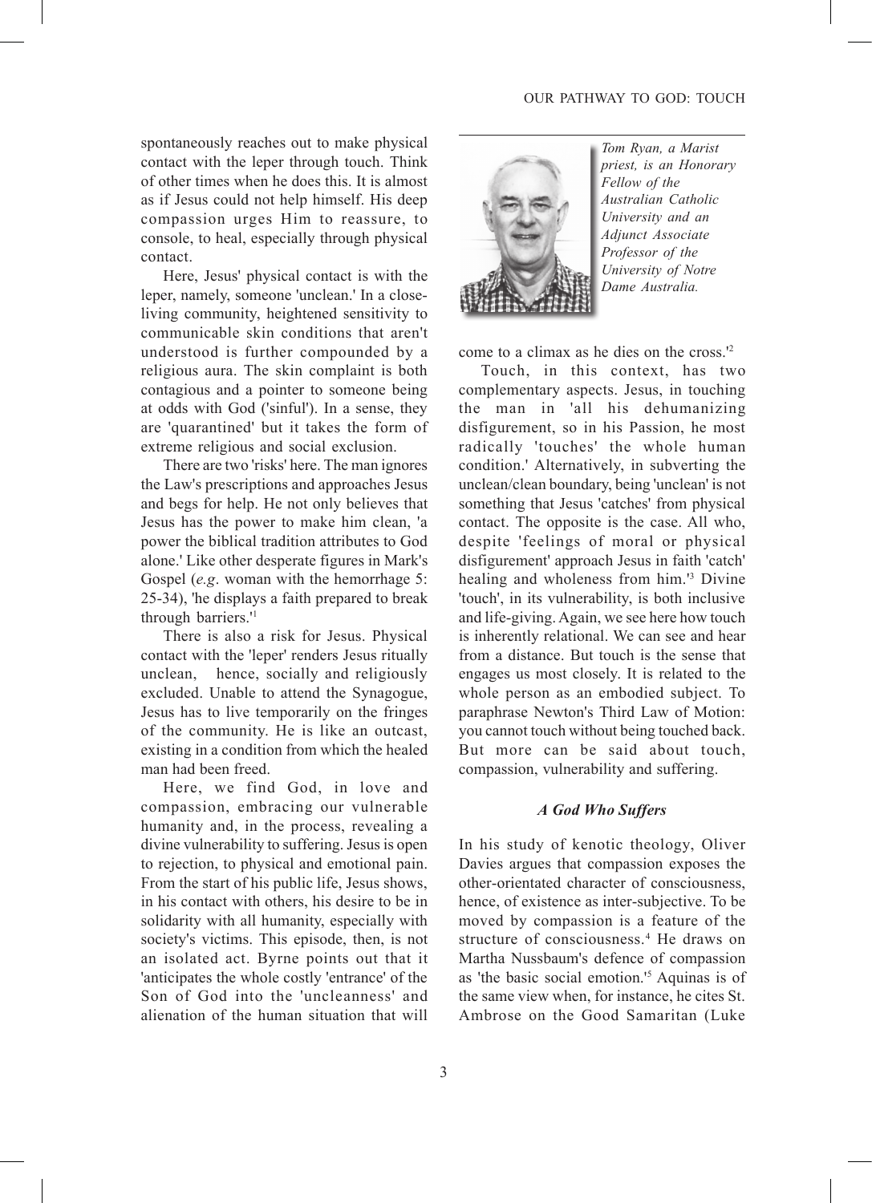spontaneously reaches out to make physical contact with the leper through touch. Think of other times when he does this. It is almost as if Jesus could not help himself. His deep compassion urges Him to reassure, to console, to heal, especially through physical contact.

Here, Jesus' physical contact is with the leper, namely, someone 'unclean.' In a close-living community, heightened sensitivity to communicable skin conditions that aren't understood is further compounded by a religious aura. The skin complaint is both contagious and a pointer to someone being at odds with God ('sinful'). In a sense, they are 'quarantined' but it takes the form of extreme religious and social exclusion.

There are two 'risks' here. The man ignores the Law's prescriptions and approaches Jesus and begs for help. He not only believes that Jesus has the power to make him clean, 'a power the biblical tradition attributes to God alone.' Like other desperate figures in Mark's Gospel (*e.g*. woman with the hemorrhage 5: 25-34), 'he displays a faith prepared to break through barriers.'[1]

There is also a risk for Jesus. Physical contact with the 'leper' renders Jesus ritually unclean, hence, socially and religiously excluded. Unable to attend the Synagogue, Jesus has to live temporarily on the fringes of the community. He is like an outcast, existing in a condition from which the healed man had been freed.

Here, we find God, in love and compassion, embracing our vulnerable humanity and, in the process, revealing a divine vulnerability to suffering. Jesus is open to rejection, to physical and emotional pain. From the start of his public life, Jesus shows, in his contact with others, his desire to be in solidarity with all humanity, especially with society's victims. This episode, then, is not an isolated act. Byrne points out that it 'anticipates the whole costly 'entrance' of the Son of God into the 'uncleanness' and alienation of the human situation that will come to a climax as he dies on the cross.'[2]

*Tom Ryan, a Marist priest, is an Honorary Fellow of the Australian Catholic University and an Adjunct Associate Professor of the University of Notre Dame Australia.*

Touch, in this context, has two complementary aspects. Jesus, in touching the man in 'all his dehumanizing disfigurement, so in his Passion, he most radically 'touches' the whole human condition.' Alternatively, in subverting the unclean/clean boundary, being 'unclean' is not something that Jesus 'catches' from physical contact. The opposite is the case. All who, despite 'feelings of moral or physical disfigurement' approach Jesus in faith 'catch' healing and wholeness from him.'[3] Divine 'touch', in its vulnerability, is both inclusive and life-giving. Again, we see here how touch is inherently relational. We can see and hear from a distance. But touch is the sense that engages us most closely. It is related to the whole person as an embodied subject. To paraphrase Newton's Third Law of Motion: you cannot touch without being touched back. But more can be said about touch, compassion, vulnerability and suffering.

### *A God Who Suffers*

In his study of kenotic theology, Oliver Davies argues that compassion exposes the other-orientated character of consciousness, hence, of existence as inter-subjective. To be moved by compassion is a feature of the structure of consciousness.[4] He draws on Martha Nussbaum's defence of compassion as 'the basic social emotion.'[5] Aquinas is of the same view when, for instance, he cites St. Ambrose on the Good Samaritan (Luke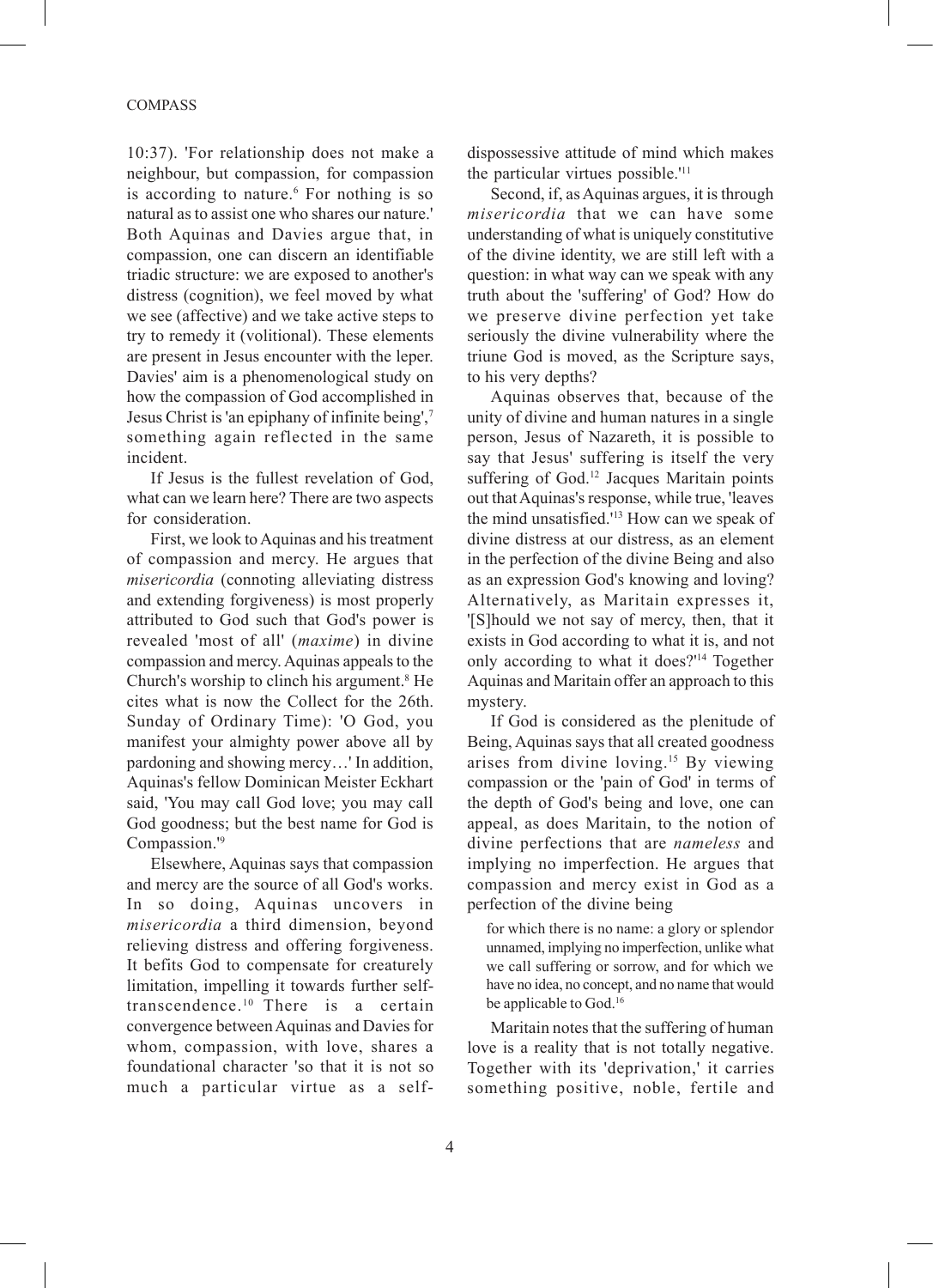10:37). 'For relationship does not make a neighbour, but compassion, for compassion is according to nature.[6] For nothing is so natural as to assist one who shares our nature.' Both Aquinas and Davies argue that, in compassion, one can discern an identifiable triadic structure: we are exposed to another's distress (cognition), we feel moved by what we see (affective) and we take active steps to try to remedy it (volitional). These elements are present in Jesus encounter with the leper. Davies' aim is a phenomenological study on how the compassion of God accomplished in Jesus Christ is 'an epiphany of infinite being',[7] something again reflected in the same incident.

If Jesus is the fullest revelation of God, what can we learn here? There are two aspects for consideration.

First, we look to Aquinas and his treatment of compassion and mercy. He argues that *misericordia* (connoting alleviating distress and extending forgiveness) is most properly attributed to God such that God's power is revealed 'most of all' (*maxime*) in divine compassion and mercy. Aquinas appeals to the Church's worship to clinch his argument.[8] He cites what is now the Collect for the 26th. Sunday of Ordinary Time): 'O God, you manifest your almighty power above all by pardoning and showing mercy…' In addition, Aquinas's fellow Dominican Meister Eckhart said, 'You may call God love; you may call God goodness; but the best name for God is Compassion.'[9]

Elsewhere, Aquinas says that compassion and mercy are the source of all God's works. In so doing, Aquinas uncovers in *misericordia* a third dimension, beyond relieving distress and offering forgiveness. It befits God to compensate for creaturely limitation, impelling it towards further self-transcendence.[10] There is a certain convergence between Aquinas and Davies for whom, compassion, with love, shares a foundational character 'so that it is not so much a particular virtue as a self-dispossessive attitude of mind which makes the particular virtues possible.'[11]

Second, if, as Aquinas argues, it is through *misericordia* that we can have some understanding of what is uniquely constitutive of the divine identity, we are still left with a question: in what way can we speak with any truth about the 'suffering' of God? How do we preserve divine perfection yet take seriously the divine vulnerability where the triune God is moved, as the Scripture says, to his very depths?

Aquinas observes that, because of the unity of divine and human natures in a single person, Jesus of Nazareth, it is possible to say that Jesus' suffering is itself the very suffering of God.[12] Jacques Maritain points out that Aquinas's response, while true, 'leaves the mind unsatisfied.'[13] How can we speak of divine distress at our distress, as an element in the perfection of the divine Being and also as an expression God's knowing and loving? Alternatively, as Maritain expresses it, '[S]hould we not say of mercy, then, that it exists in God according to what it is, and not only according to what it does?'[14] Together Aquinas and Maritain offer an approach to this mystery.

If God is considered as the plenitude of Being, Aquinas says that all created goodness arises from divine loving.[15] By viewing compassion or the 'pain of God' in terms of the depth of God's being and love, one can appeal, as does Maritain, to the notion of divine perfections that are *nameless* and implying no imperfection. He argues that compassion and mercy exist in God as a perfection of the divine being

> for which there is no name: a glory or splendor unnamed, implying no imperfection, unlike what we call suffering or sorrow, and for which we have no idea, no concept, and no name that would be applicable to God.[16]

Maritain notes that the suffering of human love is a reality that is not totally negative. Together with its 'deprivation,' it carries something positive, noble, fertile and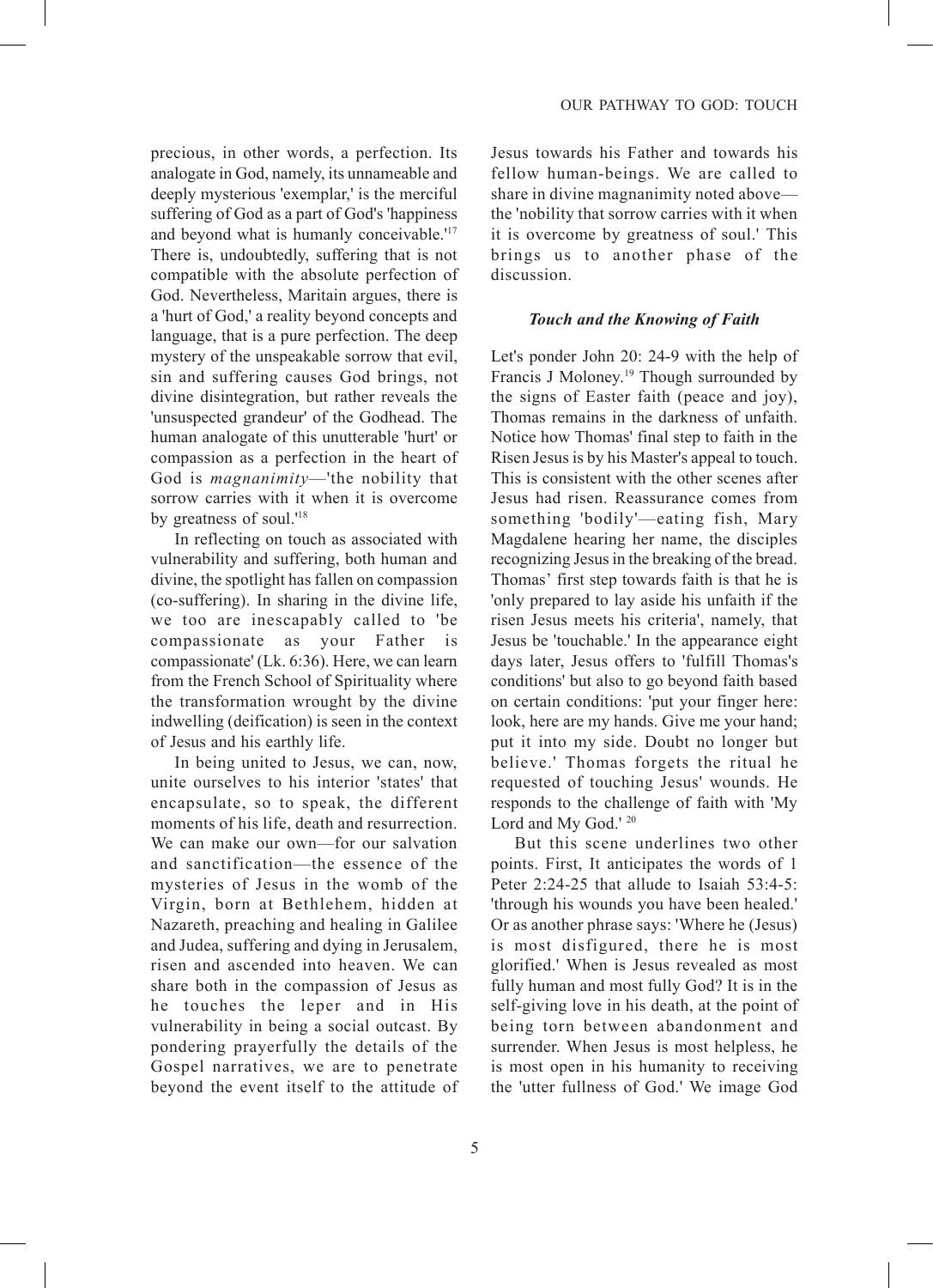precious, in other words, a perfection. Its analogate in God, namely, its unnameable and deeply mysterious 'exemplar,' is the merciful suffering of God as a part of God's 'happiness and beyond what is humanly conceivable.'[17] There is, undoubtedly, suffering that is not compatible with the absolute perfection of God. Nevertheless, Maritain argues, there is a 'hurt of God,' a reality beyond concepts and language, that is a pure perfection. The deep mystery of the unspeakable sorrow that evil, sin and suffering causes God brings, not divine disintegration, but rather reveals the 'unsuspected grandeur' of the Godhead. The human analogate of this unutterable 'hurt' or compassion as a perfection in the heart of God is *magnanimity*—'the nobility that sorrow carries with it when it is overcome by greatness of soul.'[18]

In reflecting on touch as associated with vulnerability and suffering, both human and divine, the spotlight has fallen on compassion (co-suffering). In sharing in the divine life, we too are inescapably called to 'be compassionate as your Father is compassionate' (Lk. 6:36). Here, we can learn from the French School of Spirituality where the transformation wrought by the divine indwelling (deification) is seen in the context of Jesus and his earthly life.

In being united to Jesus, we can, now, unite ourselves to his interior 'states' that encapsulate, so to speak, the different moments of his life, death and resurrection. We can make our own—for our salvation and sanctification—the essence of the mysteries of Jesus in the womb of the Virgin, born at Bethlehem, hidden at Nazareth, preaching and healing in Galilee and Judea, suffering and dying in Jerusalem, risen and ascended into heaven. We can share both in the compassion of Jesus as he touches the leper and in His vulnerability in being a social outcast. By pondering prayerfully the details of the Gospel narratives, we are to penetrate beyond the event itself to the attitude of Jesus towards his Father and towards his fellow human-beings. We are called to share in divine magnanimity noted above—the 'nobility that sorrow carries with it when it is overcome by greatness of soul.' This brings us to another phase of the discussion.

### *Touch and the Knowing of Faith*

Let's ponder John 20: 24-9 with the help of Francis J Moloney.[19] Though surrounded by the signs of Easter faith (peace and joy), Thomas remains in the darkness of unfaith. Notice how Thomas' final step to faith in the Risen Jesus is by his Master's appeal to touch. This is consistent with the other scenes after Jesus had risen. Reassurance comes from something 'bodily'—eating fish, Mary Magdalene hearing her name, the disciples recognizing Jesus in the breaking of the bread. Thomas' first step towards faith is that he is 'only prepared to lay aside his unfaith if the risen Jesus meets his criteria', namely, that Jesus be 'touchable.' In the appearance eight days later, Jesus offers to 'fulfill Thomas's conditions' but also to go beyond faith based on certain conditions: 'put your finger here: look, here are my hands. Give me your hand; put it into my side. Doubt no longer but believe.' Thomas forgets the ritual he requested of touching Jesus' wounds. He responds to the challenge of faith with 'My Lord and My God.' [20]

But this scene underlines two other points. First, It anticipates the words of 1 Peter 2:24-25 that allude to Isaiah 53:4-5: 'through his wounds you have been healed.' Or as another phrase says: 'Where he (Jesus) is most disfigured, there he is most glorified.' When is Jesus revealed as most fully human and most fully God? It is in the self-giving love in his death, at the point of being torn between abandonment and surrender. When Jesus is most helpless, he is most open in his humanity to receiving the 'utter fullness of God.' We image God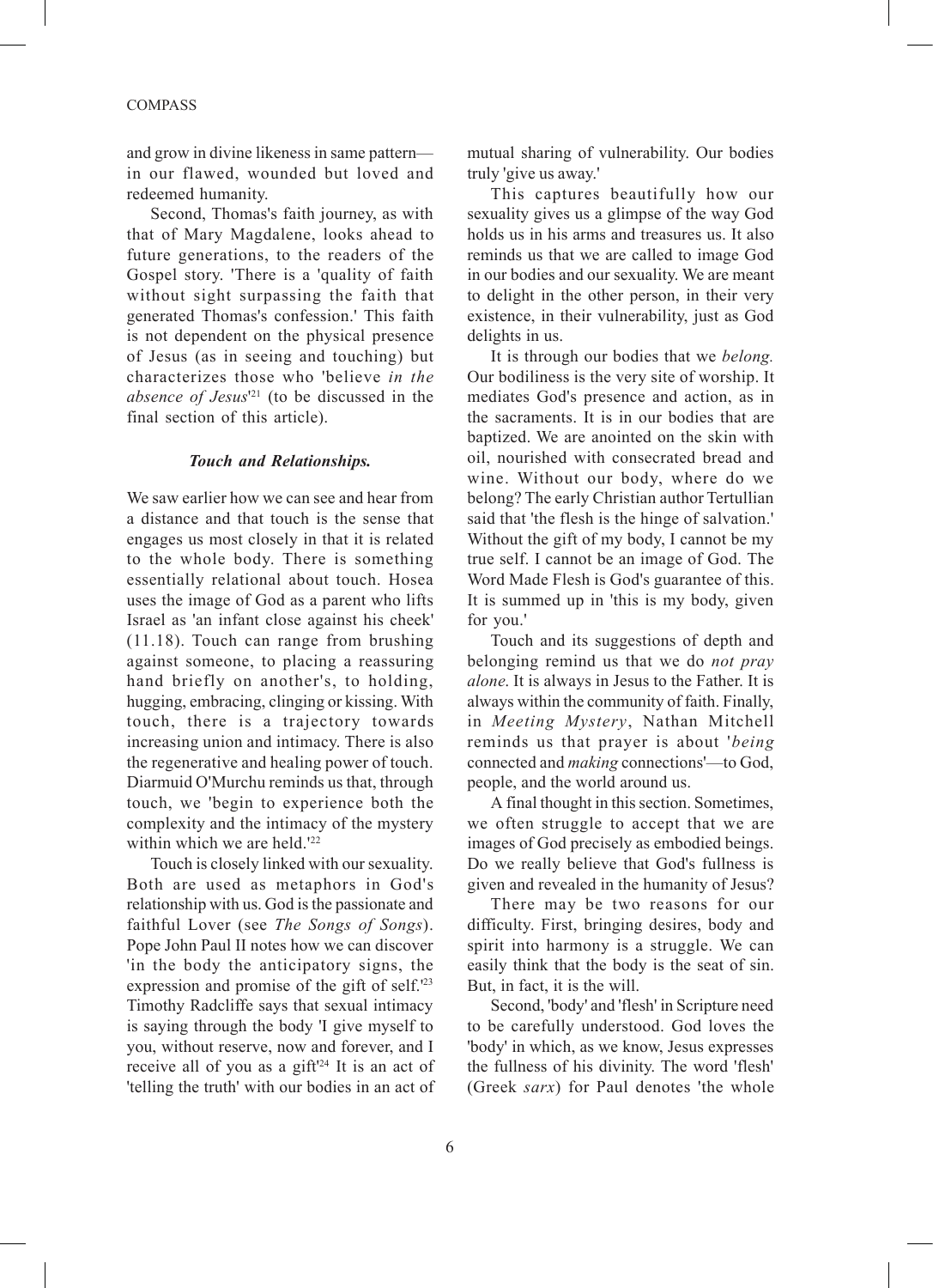and grow in divine likeness in same pattern—in our flawed, wounded but loved and redeemed humanity.

Second, Thomas's faith journey, as with that of Mary Magdalene, looks ahead to future generations, to the readers of the Gospel story. 'There is a 'quality of faith without sight surpassing the faith that generated Thomas's confession.' This faith is not dependent on the physical presence of Jesus (as in seeing and touching) but characterizes those who 'believe *in the absence of Jesus*'[21] (to be discussed in the final section of this article).

### *Touch and Relationships.*

We saw earlier how we can see and hear from a distance and that touch is the sense that engages us most closely in that it is related to the whole body. There is something essentially relational about touch. Hosea uses the image of God as a parent who lifts Israel as 'an infant close against his cheek' (11.18). Touch can range from brushing against someone, to placing a reassuring hand briefly on another's, to holding, hugging, embracing, clinging or kissing. With touch, there is a trajectory towards increasing union and intimacy. There is also the regenerative and healing power of touch. Diarmuid O'Murchu reminds us that, through touch, we 'begin to experience both the complexity and the intimacy of the mystery within which we are held.'[22]

Touch is closely linked with our sexuality. Both are used as metaphors in God's relationship with us. God is the passionate and faithful Lover (see *The Songs of Songs*). Pope John Paul II notes how we can discover 'in the body the anticipatory signs, the expression and promise of the gift of self.'[23] Timothy Radcliffe says that sexual intimacy is saying through the body 'I give myself to you, without reserve, now and forever, and I receive all of you as a gift'[24] It is an act of 'telling the truth' with our bodies in an act of mutual sharing of vulnerability. Our bodies truly 'give us away.'

This captures beautifully how our sexuality gives us a glimpse of the way God holds us in his arms and treasures us. It also reminds us that we are called to image God in our bodies and our sexuality. We are meant to delight in the other person, in their very existence, in their vulnerability, just as God delights in us.

It is through our bodies that we *belong.* Our bodiliness is the very site of worship. It mediates God's presence and action, as in the sacraments. It is in our bodies that are baptized. We are anointed on the skin with oil, nourished with consecrated bread and wine. Without our body, where do we belong? The early Christian author Tertullian said that 'the flesh is the hinge of salvation.' Without the gift of my body, I cannot be my true self. I cannot be an image of God. The Word Made Flesh is God's guarantee of this. It is summed up in 'this is my body, given for you.'

Touch and its suggestions of depth and belonging remind us that we do *not pray alone*. It is always in Jesus to the Father. It is always within the community of faith. Finally, in *Meeting Mystery*, Nathan Mitchell reminds us that prayer is about '*being* connected and *making* connections'—to God, people, and the world around us.

A final thought in this section. Sometimes, we often struggle to accept that we are images of God precisely as embodied beings. Do we really believe that God's fullness is given and revealed in the humanity of Jesus?

There may be two reasons for our difficulty. First, bringing desires, body and spirit into harmony is a struggle. We can easily think that the body is the seat of sin. But, in fact, it is the will.

Second, 'body' and 'flesh' in Scripture need to be carefully understood. God loves the 'body' in which, as we know, Jesus expresses the fullness of his divinity. The word 'flesh' (Greek *sarx*) for Paul denotes 'the whole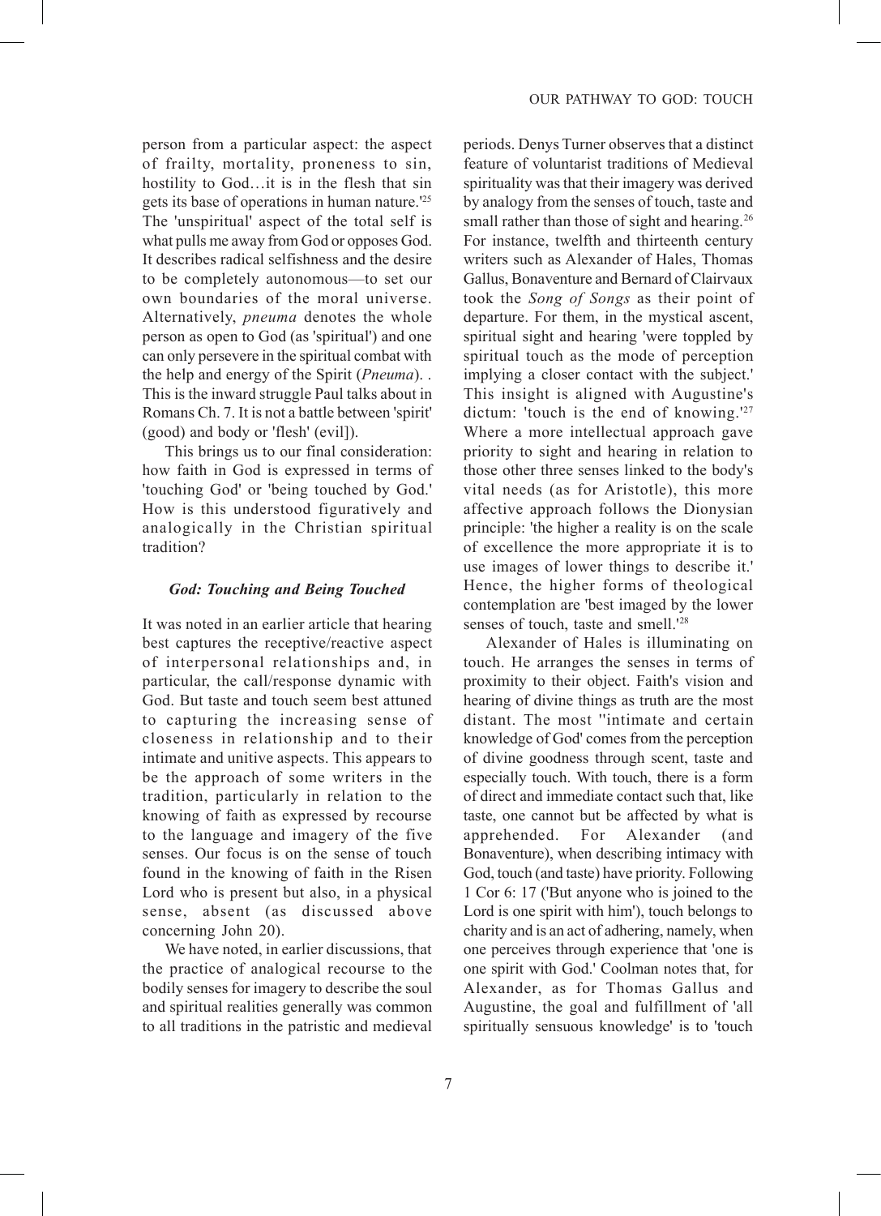person from a particular aspect: the aspect of frailty, mortality, proneness to sin, hostility to God…it is in the flesh that sin gets its base of operations in human nature.'[25] The 'unspiritual' aspect of the total self is what pulls me away from God or opposes God. It describes radical selfishness and the desire to be completely autonomous—to set our own boundaries of the moral universe. Alternatively, *pneuma* denotes the whole person as open to God (as 'spiritual') and one can only persevere in the spiritual combat with the help and energy of the Spirit (*Pneuma*). . This is the inward struggle Paul talks about in Romans Ch. 7. It is not a battle between 'spirit' (good) and body or 'flesh' (evil]).

This brings us to our final consideration: how faith in God is expressed in terms of 'touching God' or 'being touched by God.' How is this understood figuratively and analogically in the Christian spiritual tradition?

### *God: Touching and Being Touched*

It was noted in an earlier article that hearing best captures the receptive/reactive aspect of interpersonal relationships and, in particular, the call/response dynamic with God. But taste and touch seem best attuned to capturing the increasing sense of closeness in relationship and to their intimate and unitive aspects. This appears to be the approach of some writers in the tradition, particularly in relation to the knowing of faith as expressed by recourse to the language and imagery of the five senses. Our focus is on the sense of touch found in the knowing of faith in the Risen Lord who is present but also, in a physical sense, absent (as discussed above concerning John 20).

We have noted, in earlier discussions, that the practice of analogical recourse to the bodily senses for imagery to describe the soul and spiritual realities generally was common to all traditions in the patristic and medieval periods. Denys Turner observes that a distinct feature of voluntarist traditions of Medieval spirituality was that their imagery was derived by analogy from the senses of touch, taste and small rather than those of sight and hearing.[26] For instance, twelfth and thirteenth century writers such as Alexander of Hales, Thomas Gallus, Bonaventure and Bernard of Clairvaux took the *Song of Songs* as their point of departure. For them, in the mystical ascent, spiritual sight and hearing 'were toppled by spiritual touch as the mode of perception implying a closer contact with the subject.' This insight is aligned with Augustine's dictum: 'touch is the end of knowing.'[27] Where a more intellectual approach gave priority to sight and hearing in relation to those other three senses linked to the body's vital needs (as for Aristotle), this more affective approach follows the Dionysian principle: 'the higher a reality is on the scale of excellence the more appropriate it is to use images of lower things to describe it.' Hence, the higher forms of theological contemplation are 'best imaged by the lower senses of touch, taste and smell.'[28]

Alexander of Hales is illuminating on touch. He arranges the senses in terms of proximity to their object. Faith's vision and hearing of divine things as truth are the most distant. The most ''intimate and certain knowledge of God' comes from the perception of divine goodness through scent, taste and especially touch. With touch, there is a form of direct and immediate contact such that, like taste, one cannot but be affected by what is apprehended. For Alexander (and Bonaventure), when describing intimacy with God, touch (and taste) have priority. Following 1 Cor 6: 17 ('But anyone who is joined to the Lord is one spirit with him'), touch belongs to charity and is an act of adhering, namely, when one perceives through experience that 'one is one spirit with God.' Coolman notes that, for Alexander, as for Thomas Gallus and Augustine, the goal and fulfillment of 'all spiritually sensuous knowledge' is to 'touch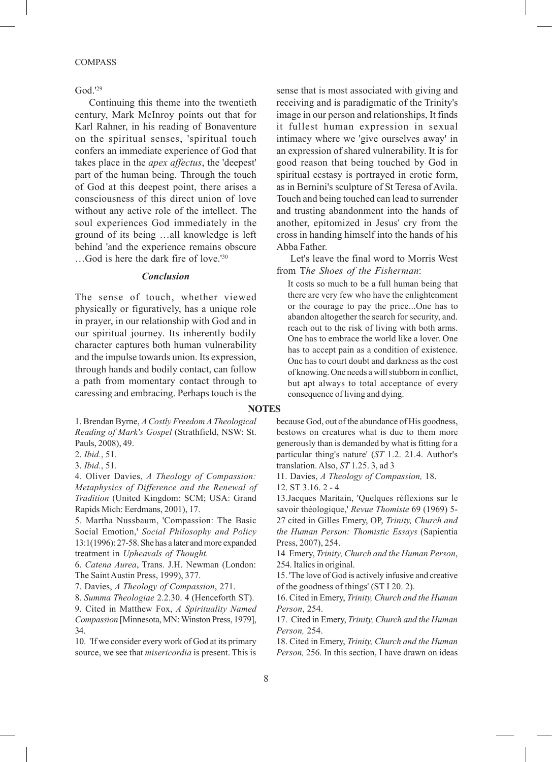God.'[29]

Continuing this theme into the twentieth century, Mark McInroy points out that for Karl Rahner, in his reading of Bonaventure on the spiritual senses, 'spiritual touch confers an immediate experience of God that takes place in the *apex affectus*, the 'deepest' part of the human being. Through the touch of God at this deepest point, there arises a consciousness of this direct union of love without any active role of the intellect. The soul experiences God immediately in the ground of its being …all knowledge is left behind 'and the experience remains obscure …God is here the dark fire of love.'[30]

### *Conclusion*

The sense of touch, whether viewed physically or figuratively, has a unique role in prayer, in our relationship with God and in our spiritual journey. Its inherently bodily character captures both human vulnerability and the impulse towards union. Its expression, through hands and bodily contact, can follow a path from momentary contact through to caressing and embracing. Perhaps touch is the sense that is most associated with giving and receiving and is paradigmatic of the Trinity's image in our person and relationships, It finds it fullest human expression in sexual intimacy where we 'give ourselves away' in an expression of shared vulnerability. It is for good reason that being touched by God in spiritual ecstasy is portrayed in erotic form, as in Bernini's sculpture of St Teresa of Avila. Touch and being touched can lead to surrender and trusting abandonment into the hands of another, epitomized in Jesus' cry from the cross in handing himself into the hands of his Abba Father.

Let's leave the final word to Morris West from T*he Shoes of the Fisherman*:

> It costs so much to be a full human being that there are very few who have the enlightenment or the courage to pay the price...One has to abandon altogether the search for security, and. reach out to the risk of living with both arms. One has to embrace the world like a lover. One has to accept pain as a condition of existence. One has to court doubt and darkness as the cost of knowing. One needs a will stubborn in conflict, but apt always to total acceptance of every consequence of living and dying.

**NOTES**

1. Brendan Byrne, *A Costly Freedom A Theological Reading of Mark's Gospel* (Strathfield, NSW: St. Pauls, 2008), 49.
2. *Ibid.*, 51.
3. *Ibid.*, 51.
4. Oliver Davies, *A Theology of Compassion: Metaphysics of Difference and the Renewal of Tradition* (United Kingdom: SCM; USA: Grand Rapids Mich: Eerdmans, 2001), 17.
5. Martha Nussbaum, 'Compassion: The Basic Social Emotion,' *Social Philosophy and Policy* 13:1(1996): 27-58. She has a later and more expanded treatment in *Upheavals of Thought.*
6. *Catena Aurea*, Trans. J.H. Newman (London: The Saint Austin Press, 1999), 377.
7. Davies, *A Theology of Compassion*, 271.
8. *Summa Theologiae* 2.2.30. 4 (Henceforth ST).
9. Cited in Matthew Fox, *A Spirituality Named Compassion* [Minnesota, MN: Winston Press, 1979], 34.
10. 'If we consider every work of God at its primary source, we see that *misericordia* is present. This is because God, out of the abundance of His goodness, bestows on creatures what is due to them more generously than is demanded by what is fitting for a particular thing's nature' (*ST* 1.2. 21.4. Author's translation. Also, *ST* 1.25. 3, ad 3
11. Davies, *A Theology of Compassion,* 18.
12. ST 3.16. 2 - 4
13. Jacques Maritain, 'Quelques réflexions sur le savoir théologique,' *Revue Thomiste* 69 (1969) 5-27 cited in Gilles Emery, OP, *Trinity, Church and the Human Person: Thomistic Essays* (Sapientia Press, 2007), 254.
14. Emery, *Trinity, Church and the Human Person*, 254. Italics in original.
15. 'The love of God is actively infusive and creative of the goodness of things' (ST I 20. 2).
16. Cited in Emery, *Trinity, Church and the Human Person*, 254.
17. Cited in Emery, *Trinity, Church and the Human Person,* 254.
18. Cited in Emery, *Trinity, Church and the Human Person,* 256. In this section, I have drawn on ideas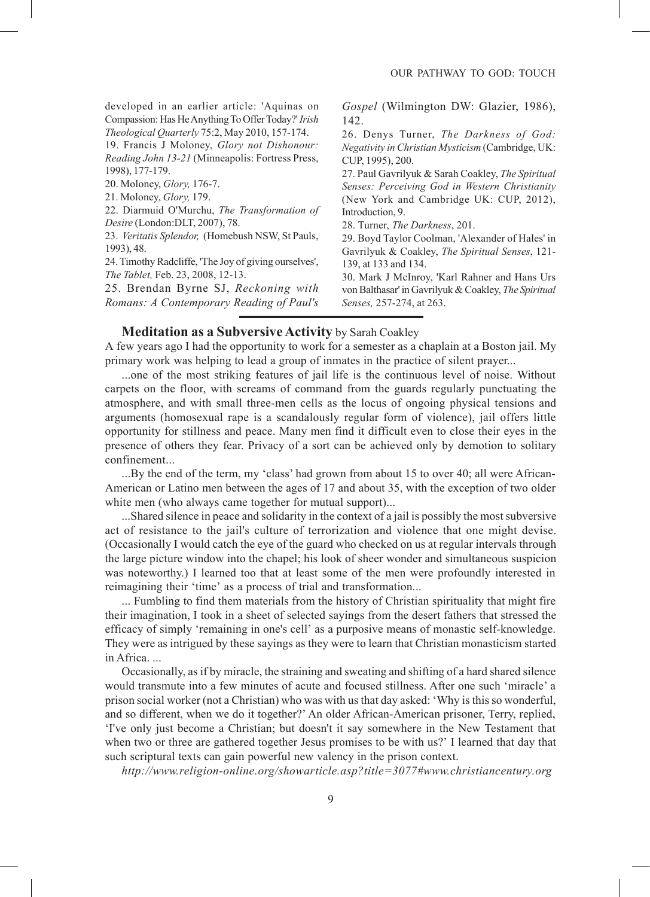developed in an earlier article: 'Aquinas on Compassion: Has He Anything To Offer Today?' *Irish Theological Quarterly* 75:2, May 2010, 157-174.

19. Francis J Moloney, *Glory not Dishonour: Reading John 13-21* (Minneapolis: Fortress Press, 1998), 177-179.

20. Moloney, *Glory,* 176-7.

21. Moloney, *Glory,* 179.

22. Diarmuid O'Murchu, *The Transformation of Desire* (London:DLT, 2007), 78.

23. *Veritatis Splendor,* (Homebush NSW, St Pauls, 1993), 48.

24. Timothy Radcliffe, 'The Joy of giving ourselves', *The Tablet,* Feb. 23, 2008, 12-13.

25. Brendan Byrne SJ, *Reckoning with Romans: A Contemporary Reading of Paul's Gospel* (Wilmington DW: Glazier, 1986), 142.

26. Denys Turner, *The Darkness of God: Negativity in Christian Mysticism* (Cambridge, UK: CUP, 1995), 200.

27. Paul Gavrilyuk & Sarah Coakley, *The Spiritual Senses: Perceiving God in Western Christianity* (New York and Cambridge UK: CUP, 2012), Introduction, 9.

28. Turner, *The Darkness*, 201.

29. Boyd Taylor Coolman, 'Alexander of Hales' in Gavrilyuk & Coakley, *The Spiritual Senses*, 121-139, at 133 and 134.

30. Mark J McInroy, 'Karl Rahner and Hans Urs von Balthasar' in Gavrilyuk & Coakley, *The Spiritual Senses,* 257-274, at 263.

---

## Meditation as a Subversive Activity by Sarah Coakley

A few years ago I had the opportunity to work for a semester as a chaplain at a Boston jail. My primary work was helping to lead a group of inmates in the practice of silent prayer...

...one of the most striking features of jail life is the continuous level of noise. Without carpets on the floor, with screams of command from the guards regularly punctuating the atmosphere, and with small three-men cells as the locus of ongoing physical tensions and arguments (homosexual rape is a scandalously regular form of violence), jail offers little opportunity for stillness and peace. Many men find it difficult even to close their eyes in the presence of others they fear. Privacy of a sort can be achieved only by demotion to solitary confinement...

...By the end of the term, my 'class' had grown from about 15 to over 40; all were African-American or Latino men between the ages of 17 and about 35, with the exception of two older white men (who always came together for mutual support)...

...Shared silence in peace and solidarity in the context of a jail is possibly the most subversive act of resistance to the jail's culture of terrorization and violence that one might devise. (Occasionally I would catch the eye of the guard who checked on us at regular intervals through the large picture window into the chapel; his look of sheer wonder and simultaneous suspicion was noteworthy.) I learned too that at least some of the men were profoundly interested in reimagining their 'time' as a process of trial and transformation...

... Fumbling to find them materials from the history of Christian spirituality that might fire their imagination, I took in a sheet of selected sayings from the desert fathers that stressed the efficacy of simply 'remaining in one's cell' as a purposive means of monastic self-knowledge. They were as intrigued by these sayings as they were to learn that Christian monasticism started in Africa. ...

Occasionally, as if by miracle, the straining and sweating and shifting of a hard shared silence would transmute into a few minutes of acute and focused stillness. After one such 'miracle' a prison social worker (not a Christian) who was with us that day asked: 'Why is this so wonderful, and so different, when we do it together?' An older African-American prisoner, Terry, replied, 'I've only just become a Christian; but doesn't it say somewhere in the New Testament that when two or three are gathered together Jesus promises to be with us?' I learned that day that such scriptural texts can gain powerful new valency in the prison context.

*http://www.religion-online.org/showarticle.asp?title=3077#www.christiancentury.org*